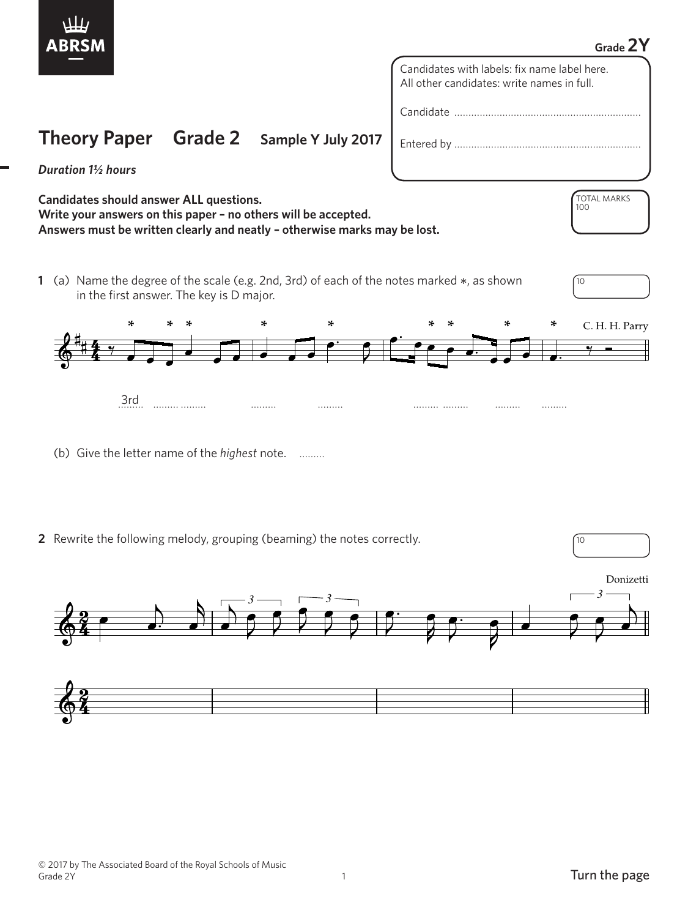**Grade 2Y**

Candidates with labels: fix name label here.
All other candidates: write names in full.

Candidate ..................................................................

Entered by ..................................................................

# Theory Paper Grade 2 Sample Y July 2017

*Duration 1½ hours*

TOTAL MARKS 100

**Candidates should answer ALL questions.**
**Write your answers on this paper – no others will be accepted.**
**Answers must be written clearly and neatly – otherwise marks may be lost.**

**1** (a) Name the degree of the scale (e.g. 2nd, 3rd) of each of the notes marked ∗, as shown in the first answer. The key is D major.

10

C. H. H. Parry

3rd ......... ......... ......... ......... ......... ......... ......... ......... .........

(b) Give the letter name of the *highest* note. .........

**2** Rewrite the following melody, grouping (beaming) the notes correctly.

10

Donizetti

© 2017 by The Associated Board of the Royal Schools of Music
Grade 2Y

Turn the page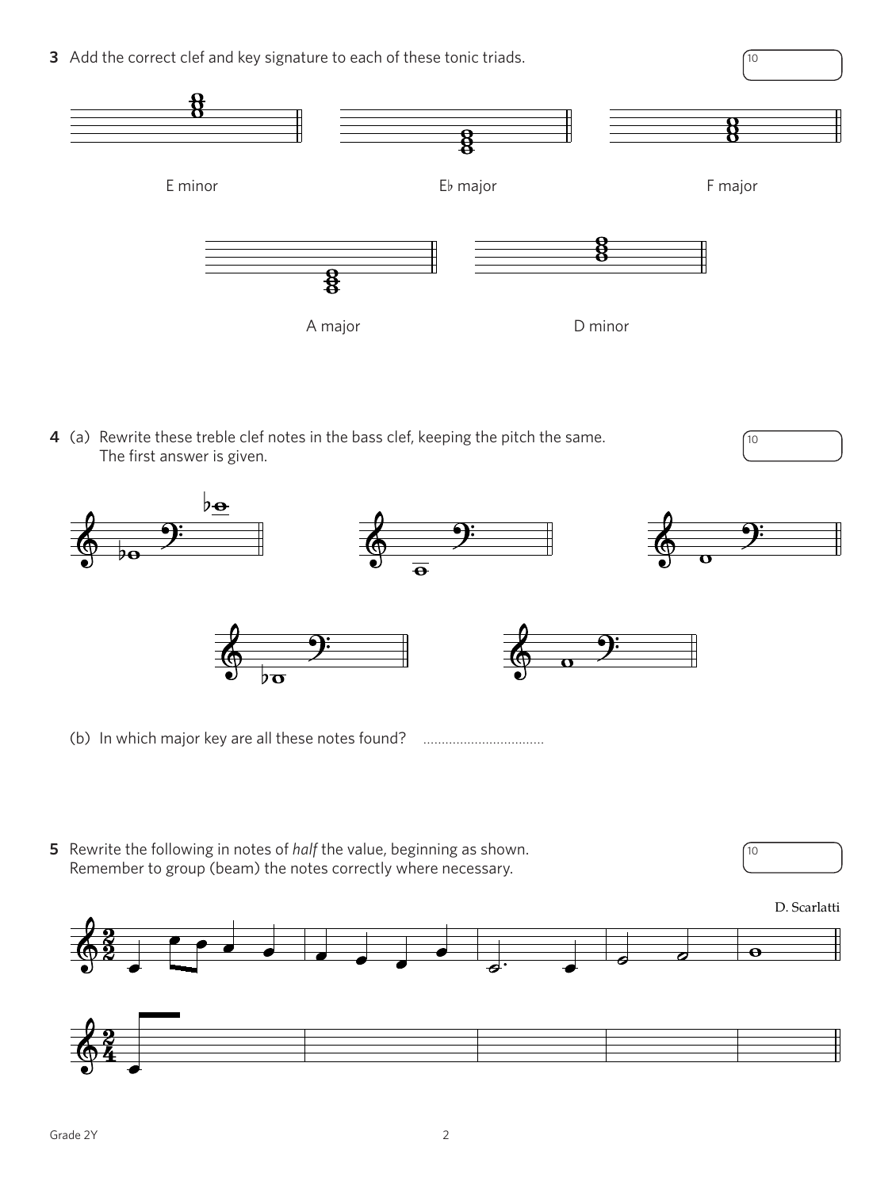**3** Add the correct clef and key signature to each of these tonic triads.

10

E minor

E♭ major

F major

A major

D minor

**4** (a) Rewrite these treble clef notes in the bass clef, keeping the pitch the same. The first answer is given.

10

(b) In which major key are all these notes found? ................................

**5** Rewrite the following in notes of *half* the value, beginning as shown. Remember to group (beam) the notes correctly where necessary.

10

D. Scarlatti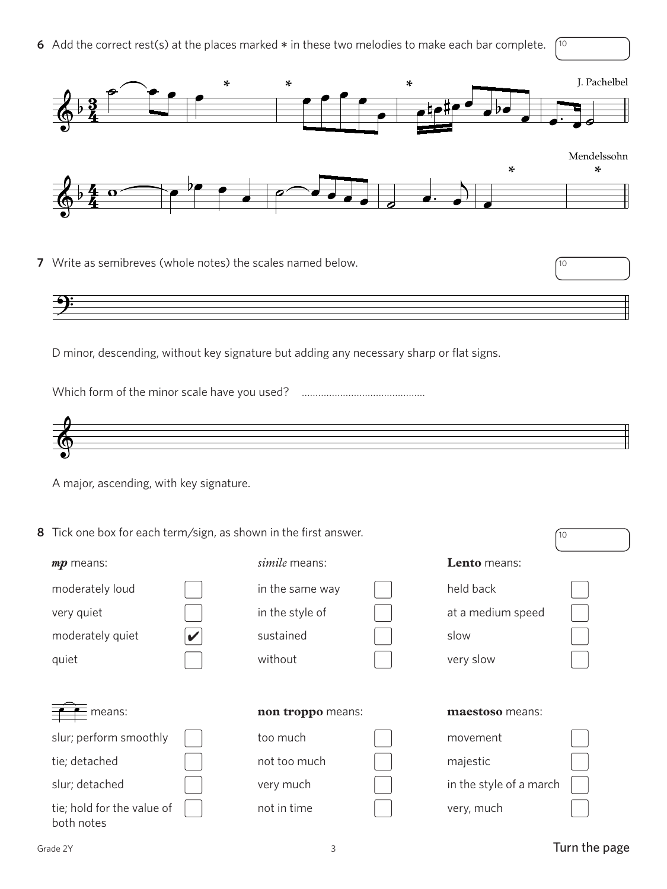**6** Add the correct rest(s) at the places marked * in these two melodies to make each bar complete.

10

J. Pachelbel

Mendelssohn

**7** Write as semibreves (whole notes) the scales named below.

10

D minor, descending, without key signature but adding any necessary sharp or flat signs.

Which form of the minor scale have you used? ............................................

A major, ascending, with key signature.

**8** Tick one box for each term/sign, as shown in the first answer.

10

***mp*** means:

- moderately loud ☐
- very quiet ☐
- moderately quiet ☑
- quiet ☐

*simile* means:

- in the same way ☐
- in the style of ☐
- sustained ☐
- without ☐

**Lento** means:

- held back ☐
- at a medium speed ☐
- slow ☐
- very slow ☐

(tied notes) means:

- slur; perform smoothly ☐
- tie; detached ☐
- slur; detached ☐
- tie; hold for the value of both notes ☐

**non troppo** means:

- too much ☐
- not too much ☐
- very much ☐
- not in time ☐

**maestoso** means:

- movement ☐
- majestic ☐
- in the style of a march ☐
- very, much ☐

Turn the page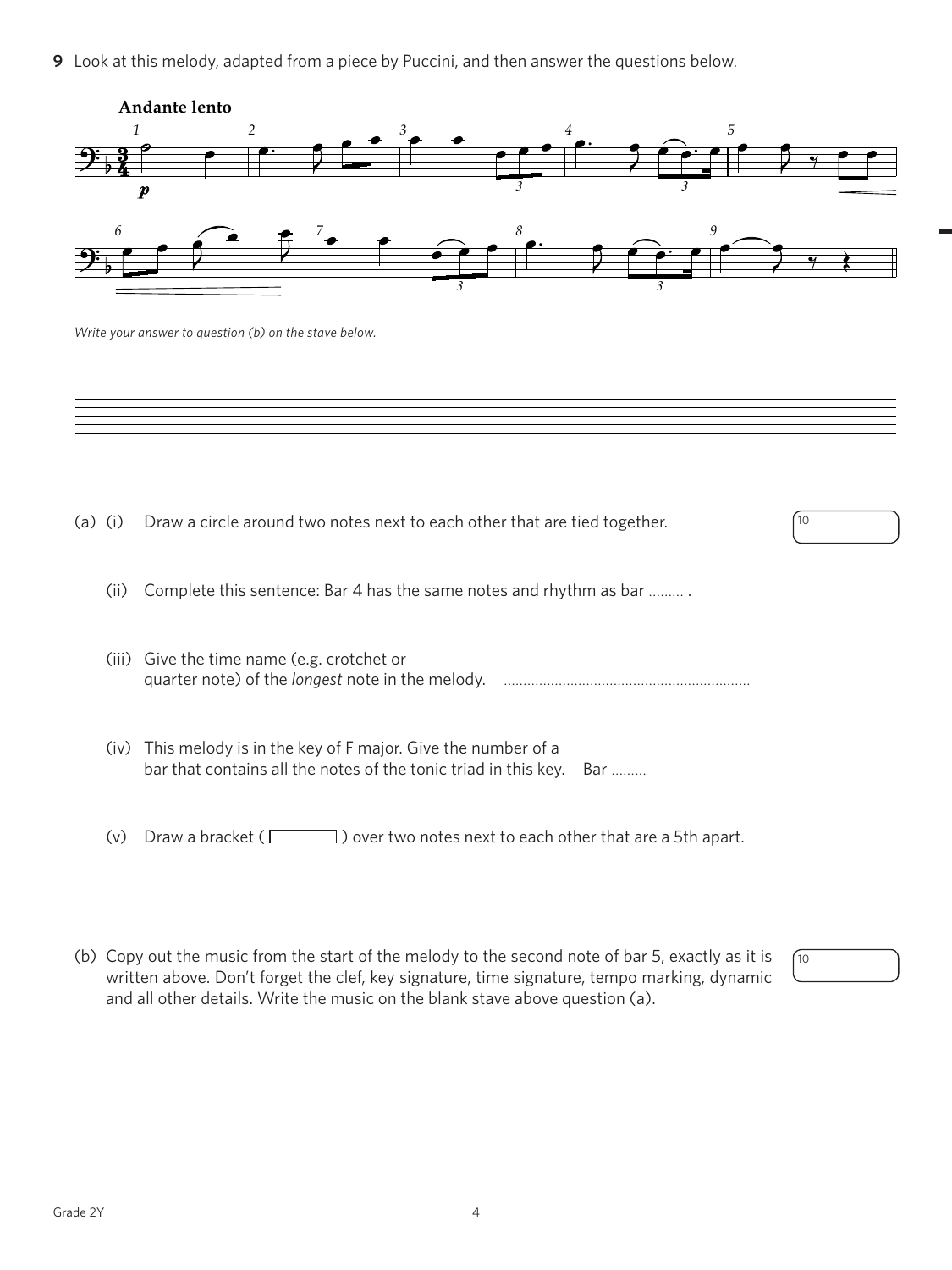**9** Look at this melody, adapted from a piece by Puccini, and then answer the questions below.

**Andante lento**

*Write your answer to question (b) on the stave below.*

(a) (i) Draw a circle around two notes next to each other that are tied together.

10

(ii) Complete this sentence: Bar 4 has the same notes and rhythm as bar ......... .

(iii) Give the time name (e.g. crotchet or quarter note) of the *longest* note in the melody. ...............................................................

(iv) This melody is in the key of F major. Give the number of a bar that contains all the notes of the tonic triad in this key. Bar .........

(v) Draw a bracket ( ⌐¬ ) over two notes next to each other that are a 5th apart.

(b) Copy out the music from the start of the melody to the second note of bar 5, exactly as it is written above. Don't forget the clef, key signature, time signature, tempo marking, dynamic and all other details. Write the music on the blank stave above question (a).

10

Grade 2Y